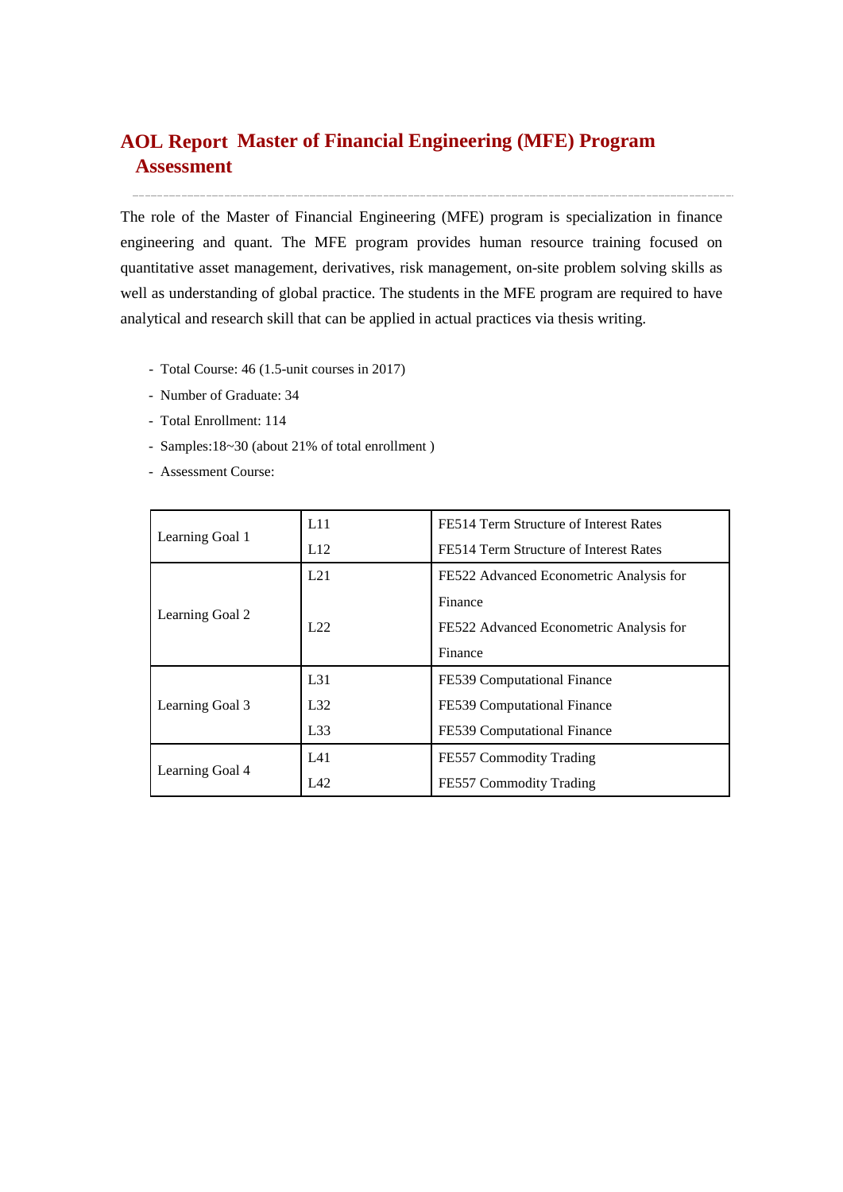# AOL Report Master of Financial Engineering (MFE) Program Assessment

The role of the Master of Financial Engineering (MFE) program is specialization in finance engineering and quant. The MFE program provides human resource training focused on quantitative asset management, derivatives, risk management, on-site problem solving skills as well as understanding of global practice. The students in the MFE program are required to have analytical and research skill that can be applied in actual practices via thesis writing.

- Total Course: 46 (1.5-unit courses in 2017)
- Number of Graduate: 34
- Total Enrollment: 114
- Samples:18~30 (about 21% of total enrollment )
- Assessment Course:

| | | |
|---|---|---|
| Learning Goal 1 | L11 | FE514 Term Structure of Interest Rates |
| | L12 | FE514 Term Structure of Interest Rates |
| Learning Goal 2 | L21 | FE522 Advanced Econometric Analysis for Finance |
| | L22 | FE522 Advanced Econometric Analysis for Finance |
| Learning Goal 3 | L31 | FE539 Computational Finance |
| | L32 | FE539 Computational Finance |
| | L33 | FE539 Computational Finance |
| Learning Goal 4 | L41 | FE557 Commodity Trading |
| | L42 | FE557 Commodity Trading |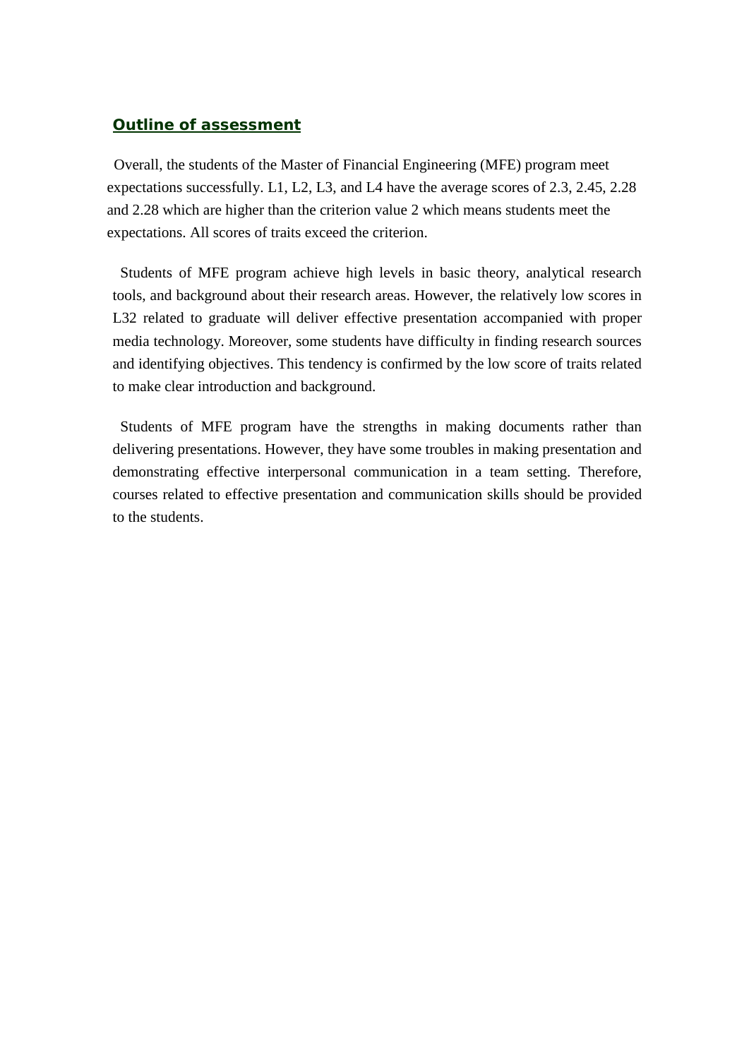## Outline of assessment

Overall, the students of the Master of Financial Engineering (MFE) program meet expectations successfully. L1, L2, L3, and L4 have the average scores of 2.3, 2.45, 2.28 and 2.28 which are higher than the criterion value 2 which means students meet the expectations. All scores of traits exceed the criterion.

Students of MFE program achieve high levels in basic theory, analytical research tools, and background about their research areas. However, the relatively low scores in L32 related to graduate will deliver effective presentation accompanied with proper media technology. Moreover, some students have difficulty in finding research sources and identifying objectives. This tendency is confirmed by the low score of traits related to make clear introduction and background.

Students of MFE program have the strengths in making documents rather than delivering presentations. However, they have some troubles in making presentation and demonstrating effective interpersonal communication in a team setting. Therefore, courses related to effective presentation and communication skills should be provided to the students.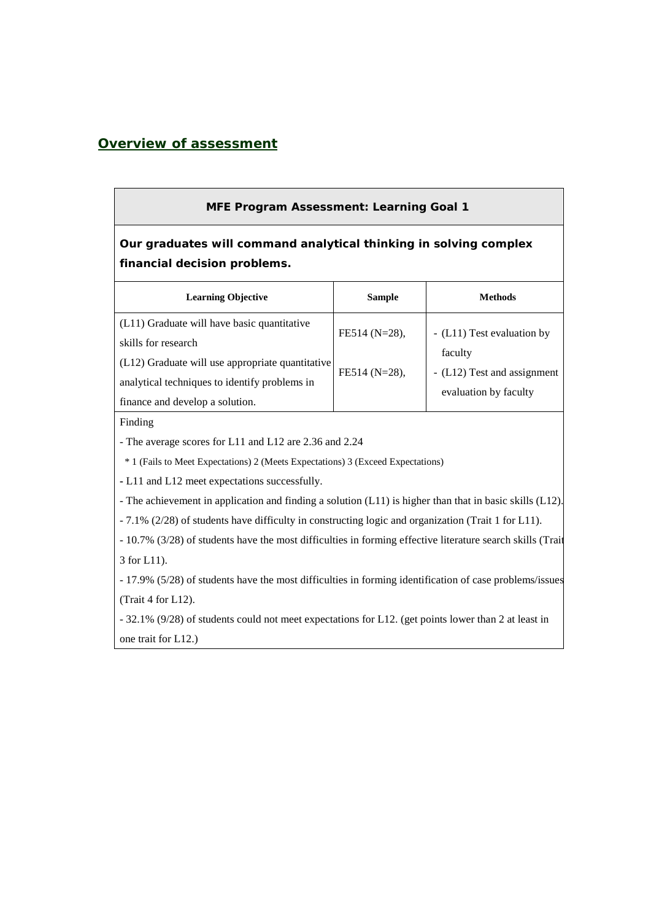## Overview of assessment

| MFE Program Assessment: Learning Goal 1 | | |
|---|---|---|
| **Our graduates will command analytical thinking in solving complex financial decision problems.** | | |
| **Learning Objective** | **Sample** | **Methods** |
| (L11) Graduate will have basic quantitative skills for research<br>(L12) Graduate will use appropriate quantitative analytical techniques to identify problems in finance and develop a solution. | FE514 (N=28),<br><br>FE514 (N=28), | - (L11) Test evaluation by faculty<br>- (L12) Test and assignment evaluation by faculty |
| Finding<br>- The average scores for L11 and L12 are 2.36 and 2.24<br>\* 1 (Fails to Meet Expectations) 2 (Meets Expectations) 3 (Exceed Expectations)<br>- L11 and L12 meet expectations successfully.<br>- The achievement in application and finding a solution (L11) is higher than that in basic skills (L12).<br>- 7.1% (2/28) of students have difficulty in constructing logic and organization (Trait 1 for L11).<br>- 10.7% (3/28) of students have the most difficulties in forming effective literature search skills (Trait 3 for L11).<br>- 17.9% (5/28) of students have the most difficulties in forming identification of case problems/issues (Trait 4 for L12).<br>- 32.1% (9/28) of students could not meet expectations for L12. (get points lower than 2 at least in one trait for L12.) | | |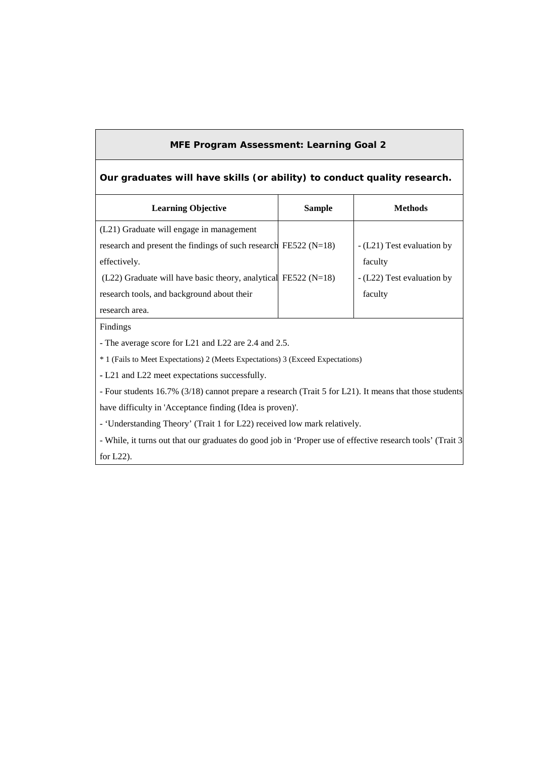## MFE Program Assessment: Learning Goal 2

**Our graduates will have skills (or ability) to conduct quality research.**

| Learning Objective | Sample | Methods |
|---|---|---|
| (L21) Graduate will engage in management research and present the findings of such research effectively. | FE522 (N=18) | - (L21) Test evaluation by faculty |
| (L22) Graduate will have basic theory, analytical research tools, and background about their research area. | FE522 (N=18) | - (L22) Test evaluation by faculty |

Findings

- The average score for L21 and L22 are 2.4 and 2.5.

* 1 (Fails to Meet Expectations) 2 (Meets Expectations) 3 (Exceed Expectations)

- L21 and L22 meet expectations successfully.
- Four students 16.7% (3/18) cannot prepare a research (Trait 5 for L21). It means that those students have difficulty in 'Acceptance finding (Idea is proven)'.
- 'Understanding Theory' (Trait 1 for L22) received low mark relatively.
- While, it turns out that our graduates do good job in 'Proper use of effective research tools' (Trait 3 for L22).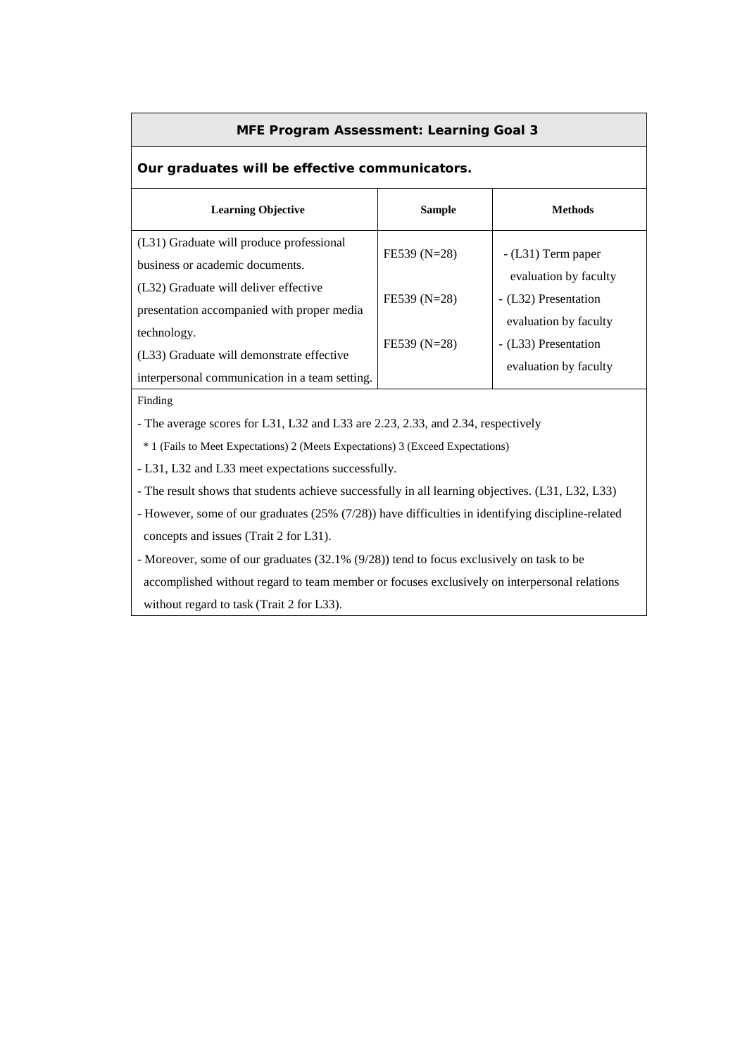## MFE Program Assessment: Learning Goal 3

**Our graduates will be effective communicators.**

| Learning Objective | Sample | Methods |
| --- | --- | --- |
| (L31) Graduate will produce professional business or academic documents. | FE539 (N=28) | - (L31) Term paper evaluation by faculty |
| (L32) Graduate will deliver effective presentation accompanied with proper media technology. | FE539 (N=28) | - (L32) Presentation evaluation by faculty |
| (L33) Graduate will demonstrate effective interpersonal communication in a team setting. | FE539 (N=28) | - (L33) Presentation evaluation by faculty |

Finding

- The average scores for L31, L32 and L33 are 2.23, 2.33, and 2.34, respectively
  * 1 (Fails to Meet Expectations) 2 (Meets Expectations) 3 (Exceed Expectations)
- L31, L32 and L33 meet expectations successfully.
- The result shows that students achieve successfully in all learning objectives. (L31, L32, L33)
- However, some of our graduates (25% (7/28)) have difficulties in identifying discipline-related concepts and issues (Trait 2 for L31).
- Moreover, some of our graduates (32.1% (9/28)) tend to focus exclusively on task to be accomplished without regard to team member or focuses exclusively on interpersonal relations without regard to task (Trait 2 for L33).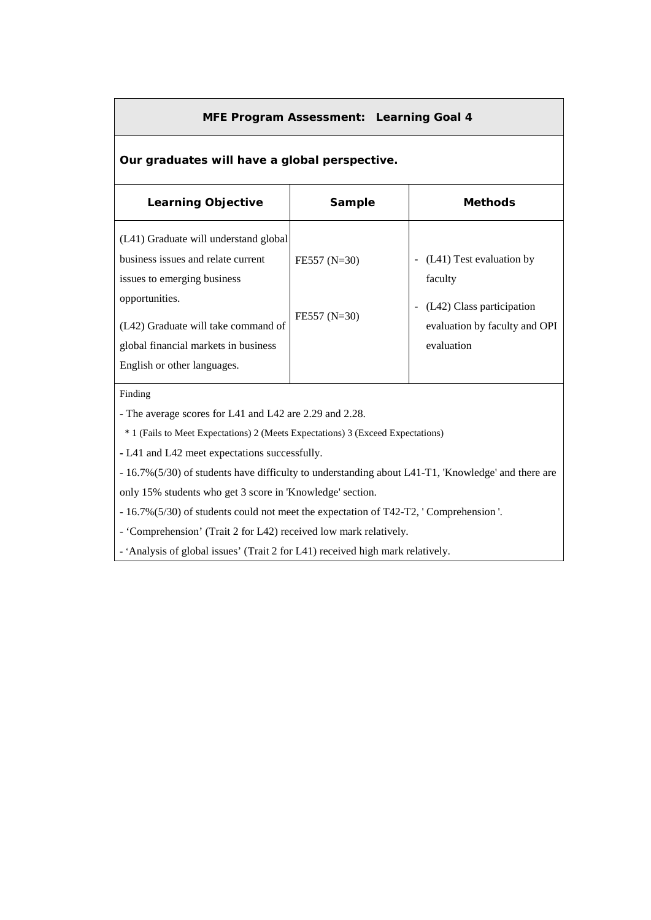## MFE Program Assessment: Learning Goal 4

**Our graduates will have a global perspective.**

| Learning Objective | Sample | Methods |
|---|---|---|
| (L41) Graduate will understand global business issues and relate current issues to emerging business opportunities. | FE557 (N=30) | - (L41) Test evaluation by faculty |
| (L42) Graduate will take command of global financial markets in business English or other languages. | FE557 (N=30) | - (L42) Class participation evaluation by faculty and OPI evaluation |

Finding

- The average scores for L41 and L42 are 2.29 and 2.28.

  \* 1 (Fails to Meet Expectations) 2 (Meets Expectations) 3 (Exceed Expectations)

- L41 and L42 meet expectations successfully.
- 16.7%(5/30) of students have difficulty to understanding about L41-T1, 'Knowledge' and there are only 15% students who get 3 score in 'Knowledge' section.
- 16.7%(5/30) of students could not meet the expectation of T42-T2, ' Comprehension '.
- 'Comprehension' (Trait 2 for L42) received low mark relatively.
- 'Analysis of global issues' (Trait 2 for L41) received high mark relatively.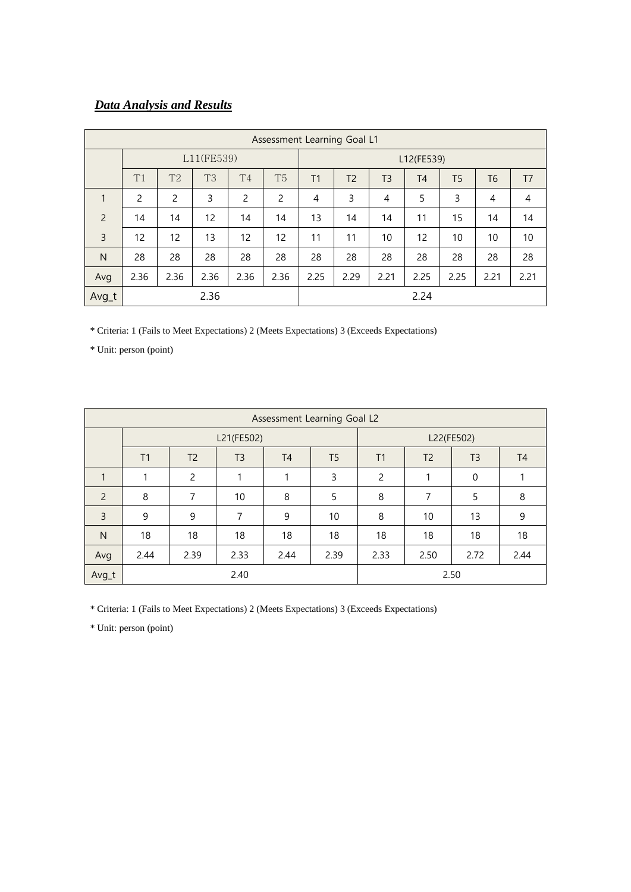***Data Analysis and Results***

| Assessment Learning Goal L1 | | | | | | | | | | | | |
|---|---|---|---|---|---|---|---|---|---|---|---|---|
| | L11(FE539) | | | | | L12(FE539) | | | | | | |
| | T1 | T2 | T3 | T4 | T5 | T1 | T2 | T3 | T4 | T5 | T6 | T7 |
| 1 | 2 | 2 | 3 | 2 | 2 | 4 | 3 | 4 | 5 | 3 | 4 | 4 |
| 2 | 14 | 14 | 12 | 14 | 14 | 13 | 14 | 14 | 11 | 15 | 14 | 14 |
| 3 | 12 | 12 | 13 | 12 | 12 | 11 | 11 | 10 | 12 | 10 | 10 | 10 |
| N | 28 | 28 | 28 | 28 | 28 | 28 | 28 | 28 | 28 | 28 | 28 | 28 |
| Avg | 2.36 | 2.36 | 2.36 | 2.36 | 2.36 | 2.25 | 2.29 | 2.21 | 2.25 | 2.25 | 2.21 | 2.21 |
| Avg_t | 2.36 | | | | | 2.24 | | | | | | |

* Criteria: 1 (Fails to Meet Expectations) 2 (Meets Expectations) 3 (Exceeds Expectations)

* Unit: person (point)

| Assessment Learning Goal L2 | | | | | | | | | |
|---|---|---|---|---|---|---|---|---|---|
| | L21(FE502) | | | | | L22(FE502) | | | |
| | T1 | T2 | T3 | T4 | T5 | T1 | T2 | T3 | T4 |
| 1 | 1 | 2 | 1 | 1 | 3 | 2 | 1 | 0 | 1 |
| 2 | 8 | 7 | 10 | 8 | 5 | 8 | 7 | 5 | 8 |
| 3 | 9 | 9 | 7 | 9 | 10 | 8 | 10 | 13 | 9 |
| N | 18 | 18 | 18 | 18 | 18 | 18 | 18 | 18 | 18 |
| Avg | 2.44 | 2.39 | 2.33 | 2.44 | 2.39 | 2.33 | 2.50 | 2.72 | 2.44 |
| Avg_t | 2.40 | | | | | 2.50 | | | |

* Criteria: 1 (Fails to Meet Expectations) 2 (Meets Expectations) 3 (Exceeds Expectations)

* Unit: person (point)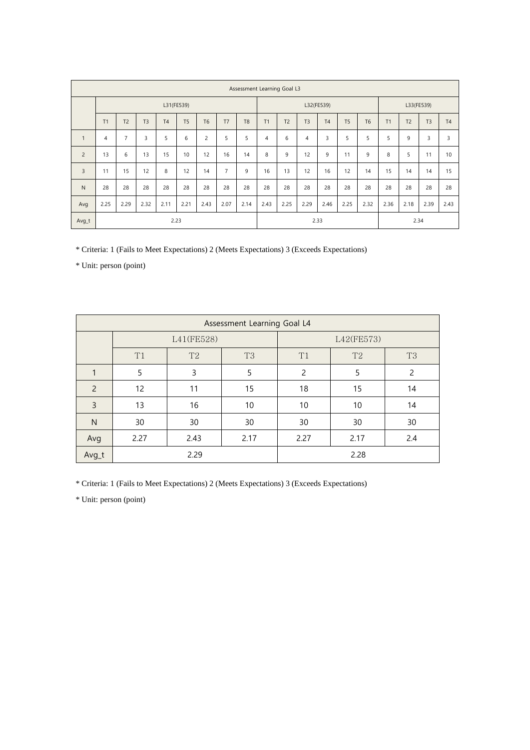| Assessment Learning Goal L3 | | | | | | | | | | | | | | | | | | | |
|---|---|---|---|---|---|---|---|---|---|---|---|---|---|---|---|---|---|---|---|
| | L31(FE539) | | | | | | | | L32(FE539) | | | | | | L33(FE539) | | | |
| | T1 | T2 | T3 | T4 | T5 | T6 | T7 | T8 | T1 | T2 | T3 | T4 | T5 | T6 | T1 | T2 | T3 | T4 |
| 1 | 4 | 7 | 3 | 5 | 6 | 2 | 5 | 5 | 4 | 6 | 4 | 3 | 5 | 5 | 5 | 9 | 3 | 3 |
| 2 | 13 | 6 | 13 | 15 | 10 | 12 | 16 | 14 | 8 | 9 | 12 | 9 | 11 | 9 | 8 | 5 | 11 | 10 |
| 3 | 11 | 15 | 12 | 8 | 12 | 14 | 7 | 9 | 16 | 13 | 12 | 16 | 12 | 14 | 15 | 14 | 14 | 15 |
| N | 28 | 28 | 28 | 28 | 28 | 28 | 28 | 28 | 28 | 28 | 28 | 28 | 28 | 28 | 28 | 28 | 28 | 28 |
| Avg | 2.25 | 2.29 | 2.32 | 2.11 | 2.21 | 2.43 | 2.07 | 2.14 | 2.43 | 2.25 | 2.29 | 2.46 | 2.25 | 2.32 | 2.36 | 2.18 | 2.39 | 2.43 |
| Avg_t | 2.23 | | | | | | | | 2.33 | | | | | | 2.34 | | | |

* Criteria: 1 (Fails to Meet Expectations) 2 (Meets Expectations) 3 (Exceeds Expectations)

* Unit: person (point)

| Assessment Learning Goal L4 | | | | | | |
|---|---|---|---|---|---|---|
| | L41(FE528) | | | L42(FE573) | | |
| | T1 | T2 | T3 | T1 | T2 | T3 |
| 1 | 5 | 3 | 5 | 2 | 5 | 2 |
| 2 | 12 | 11 | 15 | 18 | 15 | 14 |
| 3 | 13 | 16 | 10 | 10 | 10 | 14 |
| N | 30 | 30 | 30 | 30 | 30 | 30 |
| Avg | 2.27 | 2.43 | 2.17 | 2.27 | 2.17 | 2.4 |
| Avg_t | 2.29 | | | 2.28 | | |

* Criteria: 1 (Fails to Meet Expectations) 2 (Meets Expectations) 3 (Exceeds Expectations)

* Unit: person (point)